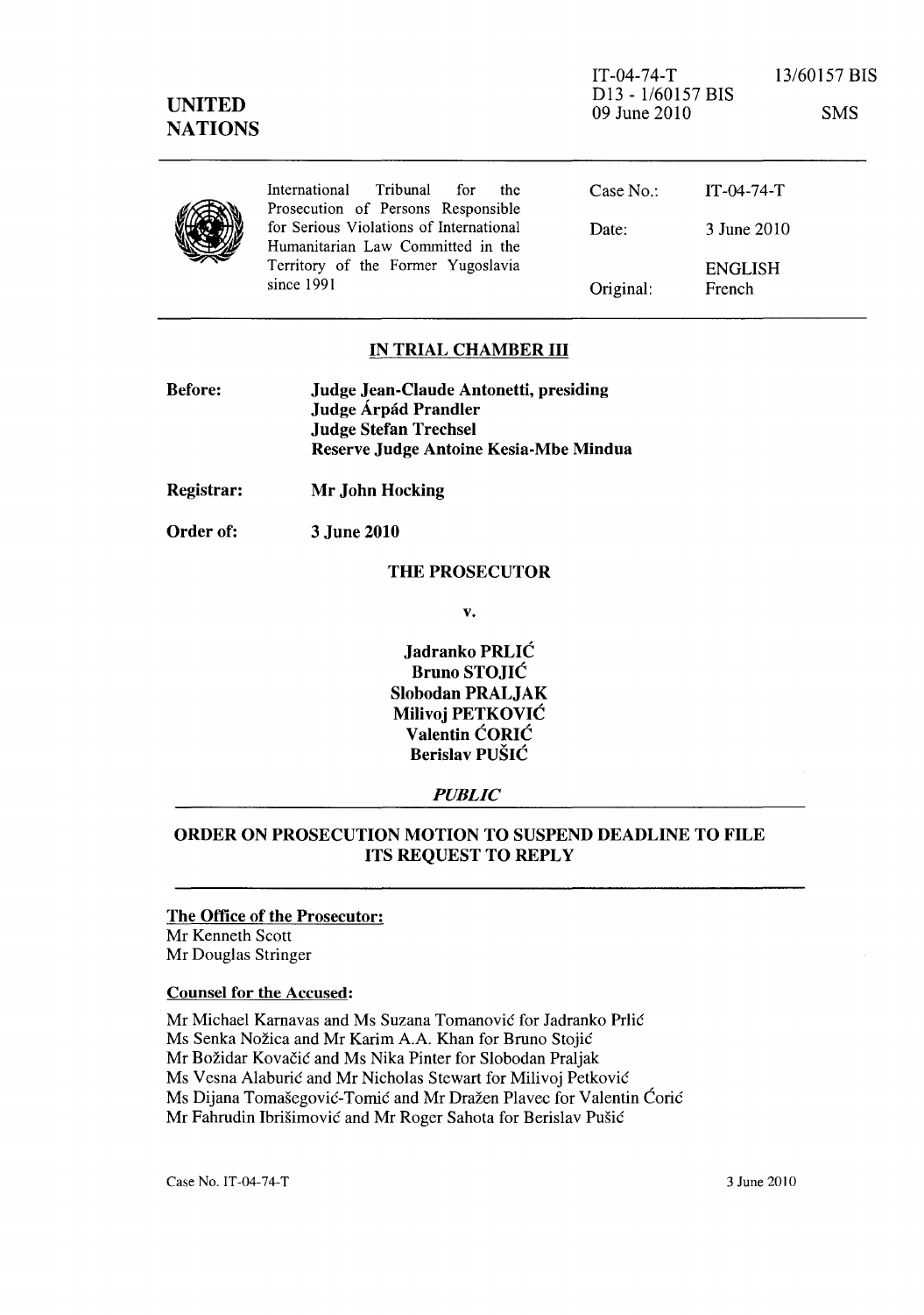IT-04-74-T 13/60157 BIS
D13 - 1/60157 BIS
09 June 2010 SMS

**UNITED NATIONS**

| International Tribunal for the Prosecution of Persons Responsible for Serious Violations of International Humanitarian Law Committed in the Territory of the Former Yugoslavia since 1991 | Case No.: | IT-04-74-T |
|---|---|---|
| | Date: | 3 June 2010 |
| | | ENGLISH |
| | Original: | French |

## IN TRIAL CHAMBER III

**Before:** **Judge Jean-Claude Antonetti, presiding**
**Judge Árpád Prandler**
**Judge Stefan Trechsel**
**Reserve Judge Antoine Kesia-Mbe Mindua**

**Registrar:** **Mr John Hocking**

**Order of:** **3 June 2010**

**THE PROSECUTOR**

**v.**

**Jadranko PRLIĆ**
**Bruno STOJIĆ**
**Slobodan PRALJAK**
**Milivoj PETKOVIĆ**
**Valentin ĆORIĆ**
**Berislav PUŠIĆ**

***PUBLIC***

## ORDER ON PROSECUTION MOTION TO SUSPEND DEADLINE TO FILE ITS REQUEST TO REPLY

**The Office of the Prosecutor:**
Mr Kenneth Scott
Mr Douglas Stringer

**Counsel for the Accused:**

Mr Michael Karnavas and Ms Suzana Tomanović for Jadranko Prlić
Ms Senka Nožica and Mr Karim A.A. Khan for Bruno Stojić
Mr Božidar Kovačić and Ms Nika Pinter for Slobodan Praljak
Ms Vesna Alaburić and Mr Nicholas Stewart for Milivoj Petković
Ms Dijana Tomašegović-Tomić and Mr Dražen Plavec for Valentin Ćorić
Mr Fahrudin Ibrišimović and Mr Roger Sahota for Berislav Pušić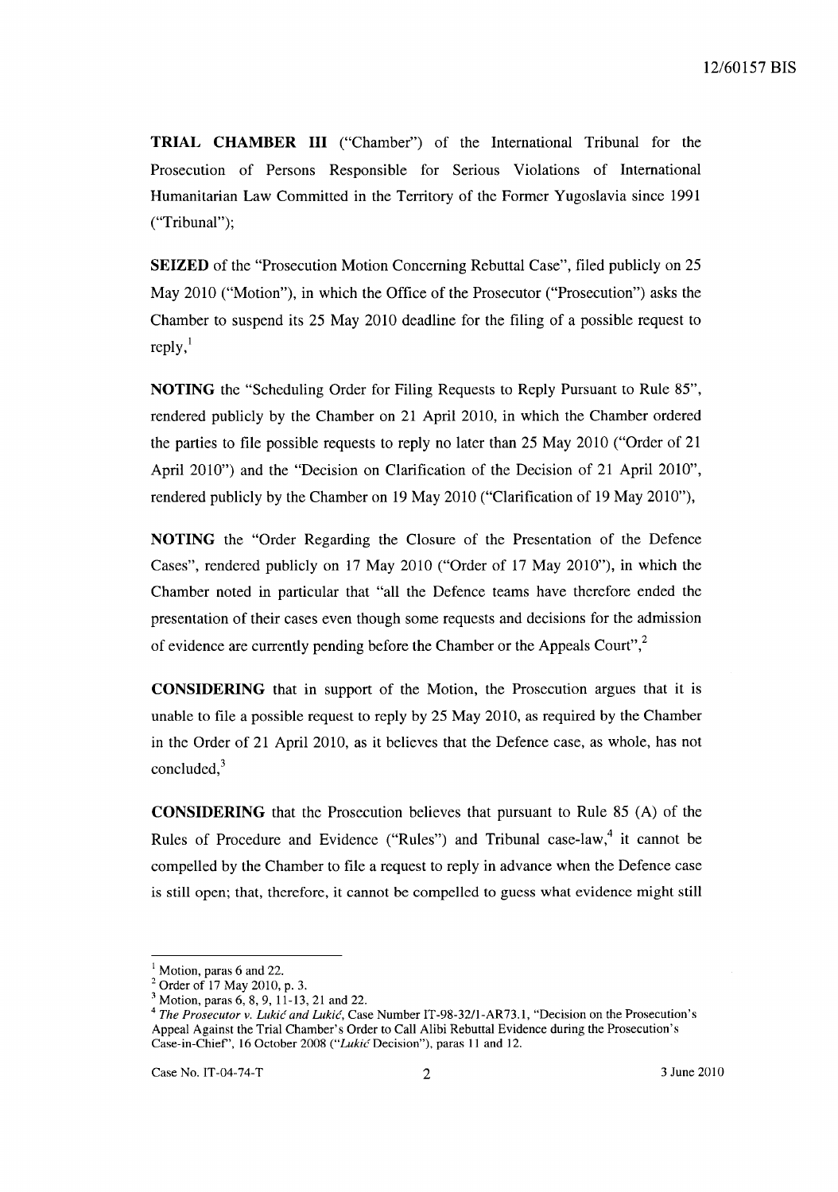**TRIAL CHAMBER III** ("Chamber") of the International Tribunal for the Prosecution of Persons Responsible for Serious Violations of International Humanitarian Law Committed in the Territory of the Former Yugoslavia since 1991 ("Tribunal");

**SEIZED** of the "Prosecution Motion Concerning Rebuttal Case", filed publicly on 25 May 2010 ("Motion"), in which the Office of the Prosecutor ("Prosecution") asks the Chamber to suspend its 25 May 2010 deadline for the filing of a possible request to reply,[1]

**NOTING** the "Scheduling Order for Filing Requests to Reply Pursuant to Rule 85", rendered publicly by the Chamber on 21 April 2010, in which the Chamber ordered the parties to file possible requests to reply no later than 25 May 2010 ("Order of 21 April 2010") and the "Decision on Clarification of the Decision of 21 April 2010", rendered publicly by the Chamber on 19 May 2010 ("Clarification of 19 May 2010"),

**NOTING** the "Order Regarding the Closure of the Presentation of the Defence Cases", rendered publicly on 17 May 2010 ("Order of 17 May 2010"), in which the Chamber noted in particular that "all the Defence teams have therefore ended the presentation of their cases even though some requests and decisions for the admission of evidence are currently pending before the Chamber or the Appeals Court",[2]

**CONSIDERING** that in support of the Motion, the Prosecution argues that it is unable to file a possible request to reply by 25 May 2010, as required by the Chamber in the Order of 21 April 2010, as it believes that the Defence case, as whole, has not concluded,[3]

**CONSIDERING** that the Prosecution believes that pursuant to Rule 85 (A) of the Rules of Procedure and Evidence ("Rules") and Tribunal case-law,[4] it cannot be compelled by the Chamber to file a request to reply in advance when the Defence case is still open; that, therefore, it cannot be compelled to guess what evidence might still

---

[1] Motion, paras 6 and 22.

[2] Order of 17 May 2010, p. 3.

[3] Motion, paras 6, 8, 9, 11-13, 21 and 22.

[4] *The Prosecutor v. Lukić and Lukić*, Case Number IT-98-32/1-AR73.1, "Decision on the Prosecution's Appeal Against the Trial Chamber's Order to Call Alibi Rebuttal Evidence during the Prosecution's Case-in-Chief", 16 October 2008 ("*Lukić* Decision"), paras 11 and 12.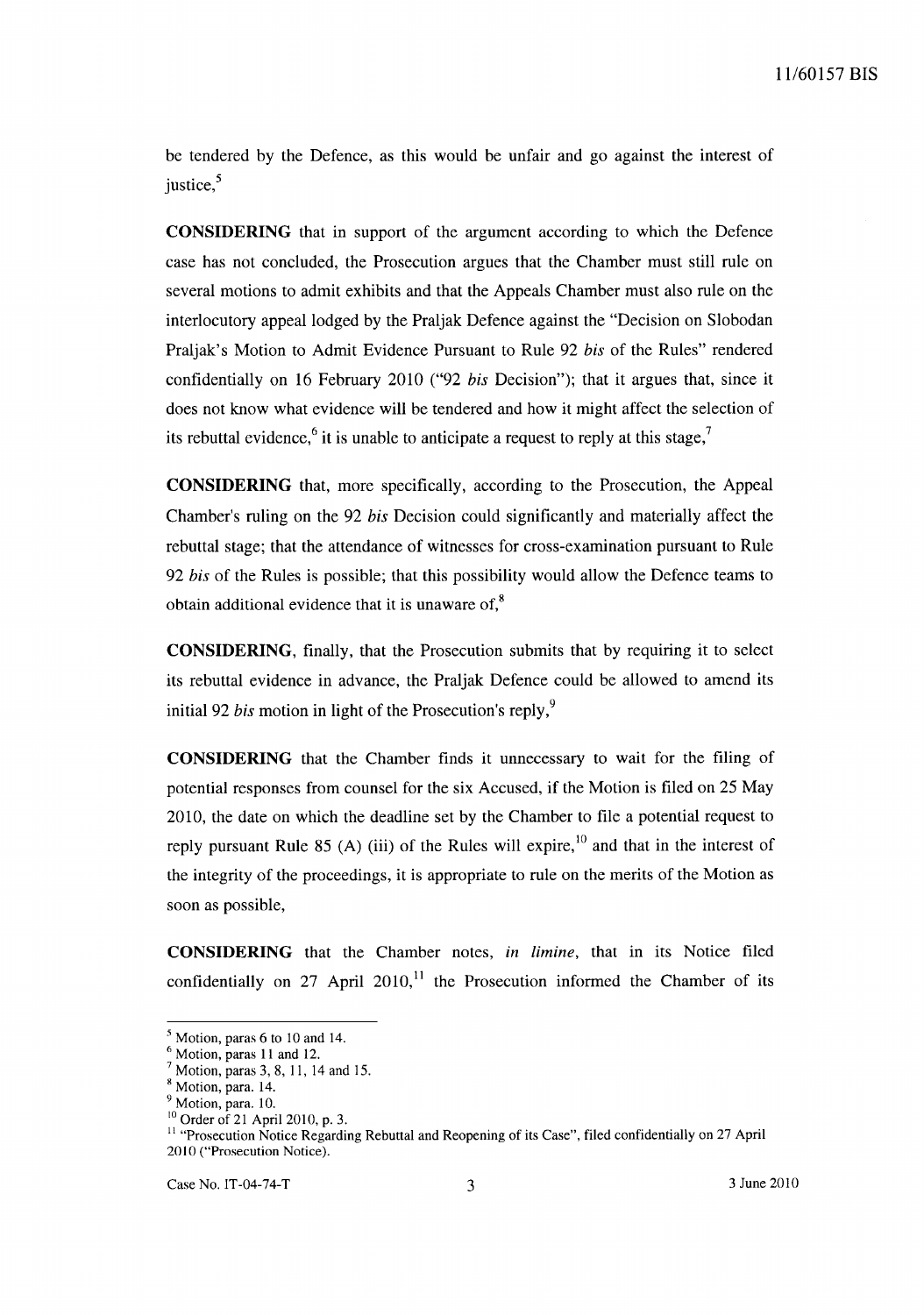be tendered by the Defence, as this would be unfair and go against the interest of justice,[5]

**CONSIDERING** that in support of the argument according to which the Defence case has not concluded, the Prosecution argues that the Chamber must still rule on several motions to admit exhibits and that the Appeals Chamber must also rule on the interlocutory appeal lodged by the Praljak Defence against the "Decision on Slobodan Praljak's Motion to Admit Evidence Pursuant to Rule 92 *bis* of the Rules" rendered confidentially on 16 February 2010 ("92 *bis* Decision"); that it argues that, since it does not know what evidence will be tendered and how it might affect the selection of its rebuttal evidence,[6] it is unable to anticipate a request to reply at this stage,[7]

**CONSIDERING** that, more specifically, according to the Prosecution, the Appeal Chamber's ruling on the 92 *bis* Decision could significantly and materially affect the rebuttal stage; that the attendance of witnesses for cross-examination pursuant to Rule 92 *bis* of the Rules is possible; that this possibility would allow the Defence teams to obtain additional evidence that it is unaware of,[8]

**CONSIDERING**, finally, that the Prosecution submits that by requiring it to select its rebuttal evidence in advance, the Praljak Defence could be allowed to amend its initial 92 *bis* motion in light of the Prosecution's reply,[9]

**CONSIDERING** that the Chamber finds it unnecessary to wait for the filing of potential responses from counsel for the six Accused, if the Motion is filed on 25 May 2010, the date on which the deadline set by the Chamber to file a potential request to reply pursuant Rule 85 (A) (iii) of the Rules will expire,[10] and that in the interest of the integrity of the proceedings, it is appropriate to rule on the merits of the Motion as soon as possible,

**CONSIDERING** that the Chamber notes, *in limine*, that in its Notice filed confidentially on 27 April 2010,[11] the Prosecution informed the Chamber of its

---

[5] Motion, paras 6 to 10 and 14.
[6] Motion, paras 11 and 12.
[7] Motion, paras 3, 8, 11, 14 and 15.
[8] Motion, para. 14.
[9] Motion, para. 10.
[10] Order of 21 April 2010, p. 3.
[11] "Prosecution Notice Regarding Rebuttal and Reopening of its Case", filed confidentially on 27 April 2010 ("Prosecution Notice).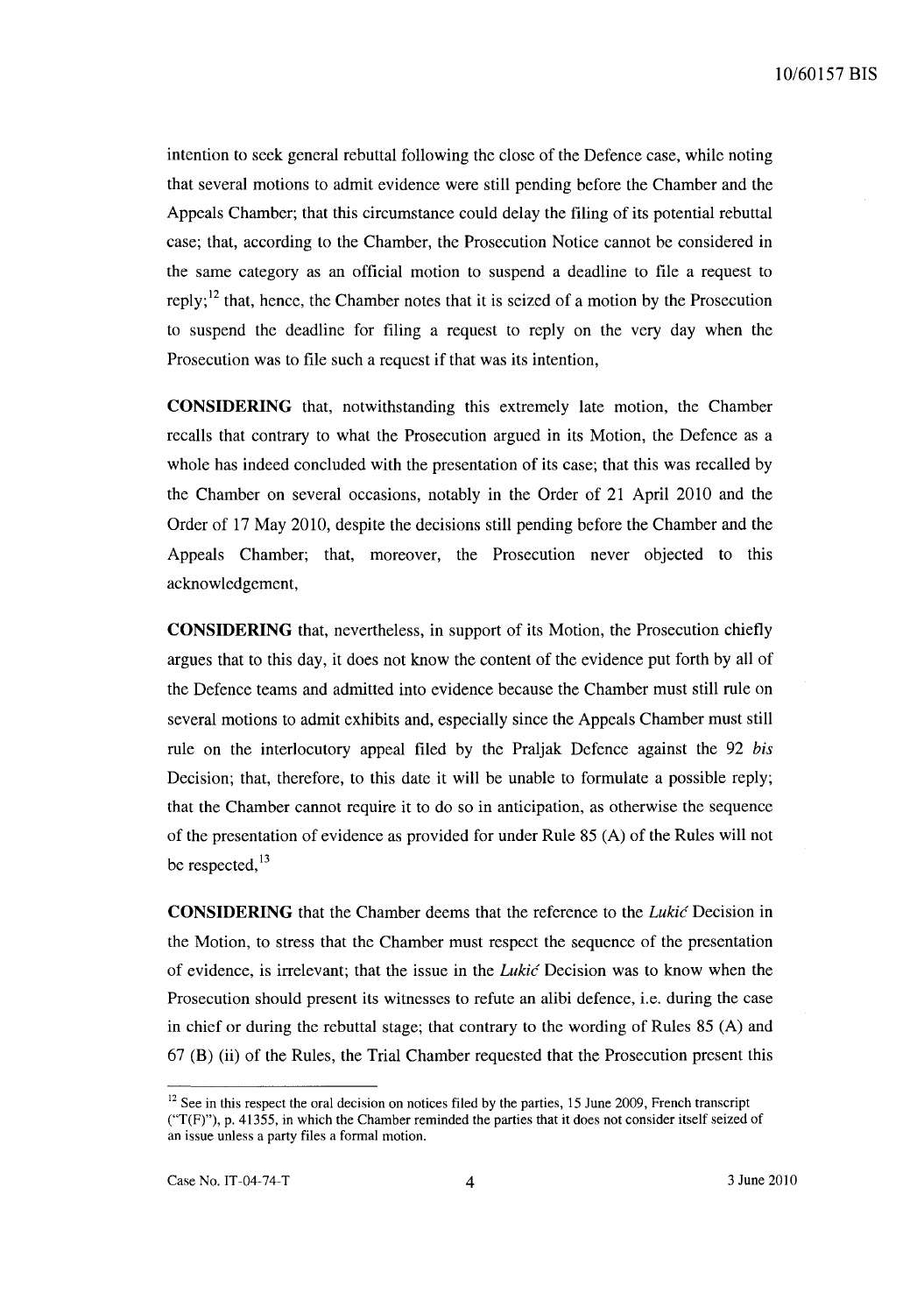intention to seek general rebuttal following the close of the Defence case, while noting that several motions to admit evidence were still pending before the Chamber and the Appeals Chamber; that this circumstance could delay the filing of its potential rebuttal case; that, according to the Chamber, the Prosecution Notice cannot be considered in the same category as an official motion to suspend a deadline to file a request to reply;[12] that, hence, the Chamber notes that it is seized of a motion by the Prosecution to suspend the deadline for filing a request to reply on the very day when the Prosecution was to file such a request if that was its intention,

**CONSIDERING** that, notwithstanding this extremely late motion, the Chamber recalls that contrary to what the Prosecution argued in its Motion, the Defence as a whole has indeed concluded with the presentation of its case; that this was recalled by the Chamber on several occasions, notably in the Order of 21 April 2010 and the Order of 17 May 2010, despite the decisions still pending before the Chamber and the Appeals Chamber; that, moreover, the Prosecution never objected to this acknowledgement,

**CONSIDERING** that, nevertheless, in support of its Motion, the Prosecution chiefly argues that to this day, it does not know the content of the evidence put forth by all of the Defence teams and admitted into evidence because the Chamber must still rule on several motions to admit exhibits and, especially since the Appeals Chamber must still rule on the interlocutory appeal filed by the Praljak Defence against the 92 *bis* Decision; that, therefore, to this date it will be unable to formulate a possible reply; that the Chamber cannot require it to do so in anticipation, as otherwise the sequence of the presentation of evidence as provided for under Rule 85 (A) of the Rules will not be respected,[13]

**CONSIDERING** that the Chamber deems that the reference to the *Lukić* Decision in the Motion, to stress that the Chamber must respect the sequence of the presentation of evidence, is irrelevant; that the issue in the *Lukić* Decision was to know when the Prosecution should present its witnesses to refute an alibi defence, i.e. during the case in chief or during the rebuttal stage; that contrary to the wording of Rules 85 (A) and 67 (B) (ii) of the Rules, the Trial Chamber requested that the Prosecution present this

---

[12] See in this respect the oral decision on notices filed by the parties, 15 June 2009, French transcript ("T(F)"), p. 41355, in which the Chamber reminded the parties that it does not consider itself seized of an issue unless a party files a formal motion.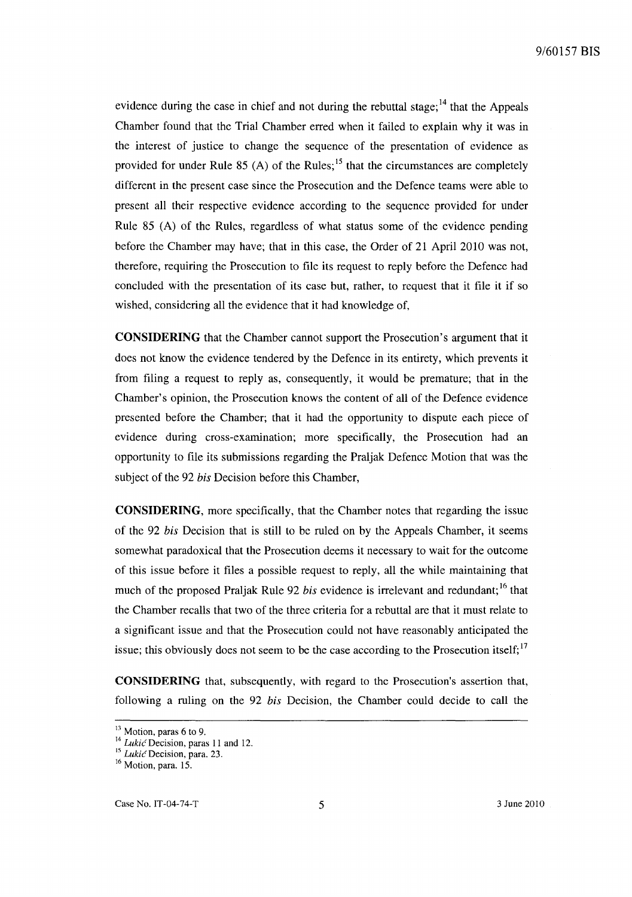evidence during the case in chief and not during the rebuttal stage;[14] that the Appeals Chamber found that the Trial Chamber erred when it failed to explain why it was in the interest of justice to change the sequence of the presentation of evidence as provided for under Rule 85 (A) of the Rules;[15] that the circumstances are completely different in the present case since the Prosecution and the Defence teams were able to present all their respective evidence according to the sequence provided for under Rule 85 (A) of the Rules, regardless of what status some of the evidence pending before the Chamber may have; that in this case, the Order of 21 April 2010 was not, therefore, requiring the Prosecution to file its request to reply before the Defence had concluded with the presentation of its case but, rather, to request that it file it if so wished, considering all the evidence that it had knowledge of,

**CONSIDERING** that the Chamber cannot support the Prosecution's argument that it does not know the evidence tendered by the Defence in its entirety, which prevents it from filing a request to reply as, consequently, it would be premature; that in the Chamber's opinion, the Prosecution knows the content of all of the Defence evidence presented before the Chamber; that it had the opportunity to dispute each piece of evidence during cross-examination; more specifically, the Prosecution had an opportunity to file its submissions regarding the Praljak Defence Motion that was the subject of the 92 *bis* Decision before this Chamber,

**CONSIDERING**, more specifically, that the Chamber notes that regarding the issue of the 92 *bis* Decision that is still to be ruled on by the Appeals Chamber, it seems somewhat paradoxical that the Prosecution deems it necessary to wait for the outcome of this issue before it files a possible request to reply, all the while maintaining that much of the proposed Praljak Rule 92 *bis* evidence is irrelevant and redundant;[16] that the Chamber recalls that two of the three criteria for a rebuttal are that it must relate to a significant issue and that the Prosecution could not have reasonably anticipated the issue; this obviously does not seem to be the case according to the Prosecution itself;[17]

**CONSIDERING** that, subsequently, with regard to the Prosecution's assertion that, following a ruling on the 92 *bis* Decision, the Chamber could decide to call the

---

[13] Motion, paras 6 to 9.

[14] *Lukić* Decision, paras 11 and 12.

[15] *Lukić* Decision, para. 23.

[16] Motion, para. 15.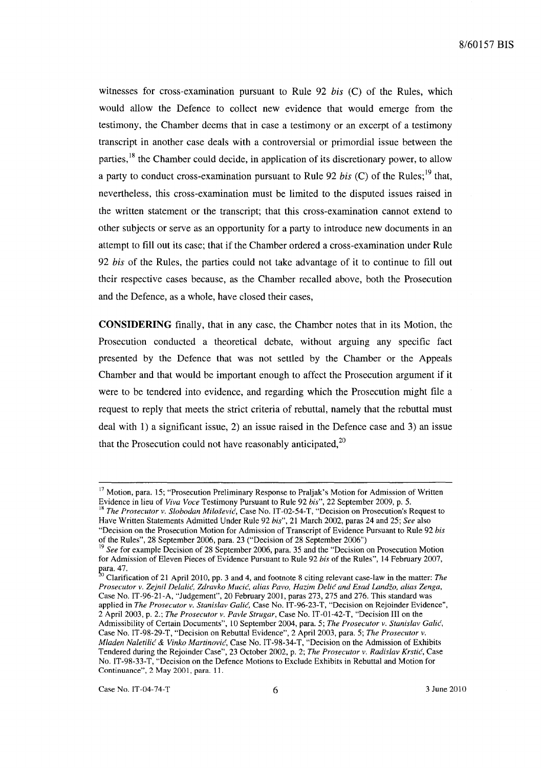witnesses for cross-examination pursuant to Rule 92 *bis* (C) of the Rules, which would allow the Defence to collect new evidence that would emerge from the testimony, the Chamber deems that in case a testimony or an excerpt of a testimony transcript in another case deals with a controversial or primordial issue between the parties,[18] the Chamber could decide, in application of its discretionary power, to allow a party to conduct cross-examination pursuant to Rule 92 *bis* (C) of the Rules;[19] that, nevertheless, this cross-examination must be limited to the disputed issues raised in the written statement or the transcript; that this cross-examination cannot extend to other subjects or serve as an opportunity for a party to introduce new documents in an attempt to fill out its case; that if the Chamber ordered a cross-examination under Rule 92 *bis* of the Rules, the parties could not take advantage of it to continue to fill out their respective cases because, as the Chamber recalled above, both the Prosecution and the Defence, as a whole, have closed their cases,

**CONSIDERING** finally, that in any case, the Chamber notes that in its Motion, the Prosecution conducted a theoretical debate, without arguing any specific fact presented by the Defence that was not settled by the Chamber or the Appeals Chamber and that would be important enough to affect the Prosecution argument if it were to be tendered into evidence, and regarding which the Prosecution might file a request to reply that meets the strict criteria of rebuttal, namely that the rebuttal must deal with 1) a significant issue, 2) an issue raised in the Defence case and 3) an issue that the Prosecution could not have reasonably anticipated,[20]

---

[17] Motion, para. 15; "Prosecution Preliminary Response to Praljak's Motion for Admission of Written Evidence in lieu of *Viva Voce* Testimony Pursuant to Rule 92 *bis*", 22 September 2009, p. 5.

[18] *The Prosecutor v. Slobodan Milošević*, Case No. IT-02-54-T, "Decision on Prosecution's Request to Have Written Statements Admitted Under Rule 92 *bis*", 21 March 2002, paras 24 and 25; *See* also "Decision on the Prosecution Motion for Admission of Transcript of Evidence Pursuant to Rule 92 *bis* of the Rules", 28 September 2006, para. 23 ("Decision of 28 September 2006")

[19] *See* for example Decision of 28 September 2006, para. 35 and the "Decision on Prosecution Motion for Admission of Eleven Pieces of Evidence Pursuant to Rule 92 *bis* of the Rules", 14 February 2007, para. 47.

[20] Clarification of 21 April 2010, pp. 3 and 4, and footnote 8 citing relevant case-law in the matter: *The Prosecutor v. Zejnil Delalić, Zdravko Mucić, alias Pavo, Hazim Delić and Esad Landžo, alias Zenga*, Case No. IT-96-21-A, "Judgement", 20 February 2001, paras 273, 275 and 276. This standard was applied in *The Prosecutor v. Stanislav Galić*, Case No. IT-96-23-T, "Decision on Rejoinder Evidence", 2 April 2003, p. 2.; *The Prosecutor v. Pavle Strugar*, Case No. IT-01-42-T, "Decision III on the Admissibility of Certain Documents", 10 September 2004, para. 5; *The Prosecutor v. Stanislav Galić*, Case No. IT-98-29-T, "Decision on Rebuttal Evidence", 2 April 2003, para. 5; *The Prosecutor v. Mladen Naletilić & Vinko Martinović*, Case No. IT-98-34-T, "Decision on the Admission of Exhibits Tendered during the Rejoinder Case", 23 October 2002, p. 2; *The Prosecutor v. Radislav Krstić*, Case No. IT-98-33-T, "Decision on the Defence Motions to Exclude Exhibits in Rebuttal and Motion for Continuance", 2 May 2001, para. 11.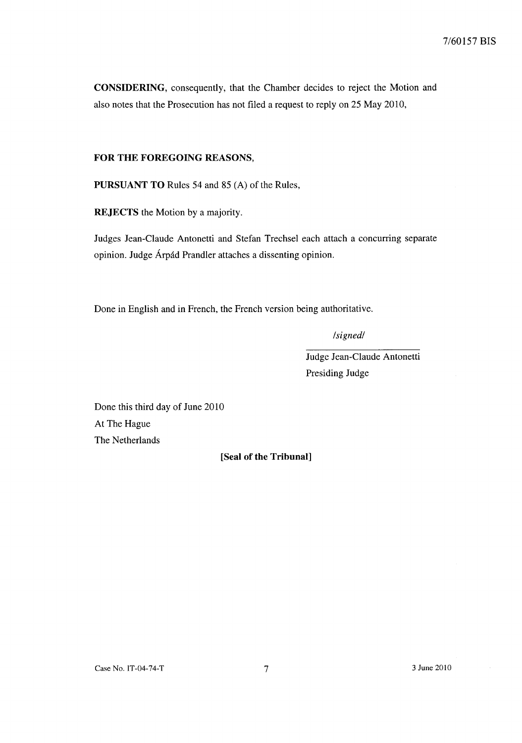**CONSIDERING**, consequently, that the Chamber decides to reject the Motion and also notes that the Prosecution has not filed a request to reply on 25 May 2010,

**FOR THE FOREGOING REASONS,**

**PURSUANT TO** Rules 54 and 85 (A) of the Rules,

**REJECTS** the Motion by a majority.

Judges Jean-Claude Antonetti and Stefan Trechsel each attach a concurring separate opinion. Judge Árpád Prandler attaches a dissenting opinion.

Done in English and in French, the French version being authoritative.

*/signed/*

Judge Jean-Claude Antonetti
Presiding Judge

Done this third day of June 2010
At The Hague
The Netherlands

**[Seal of the Tribunal]**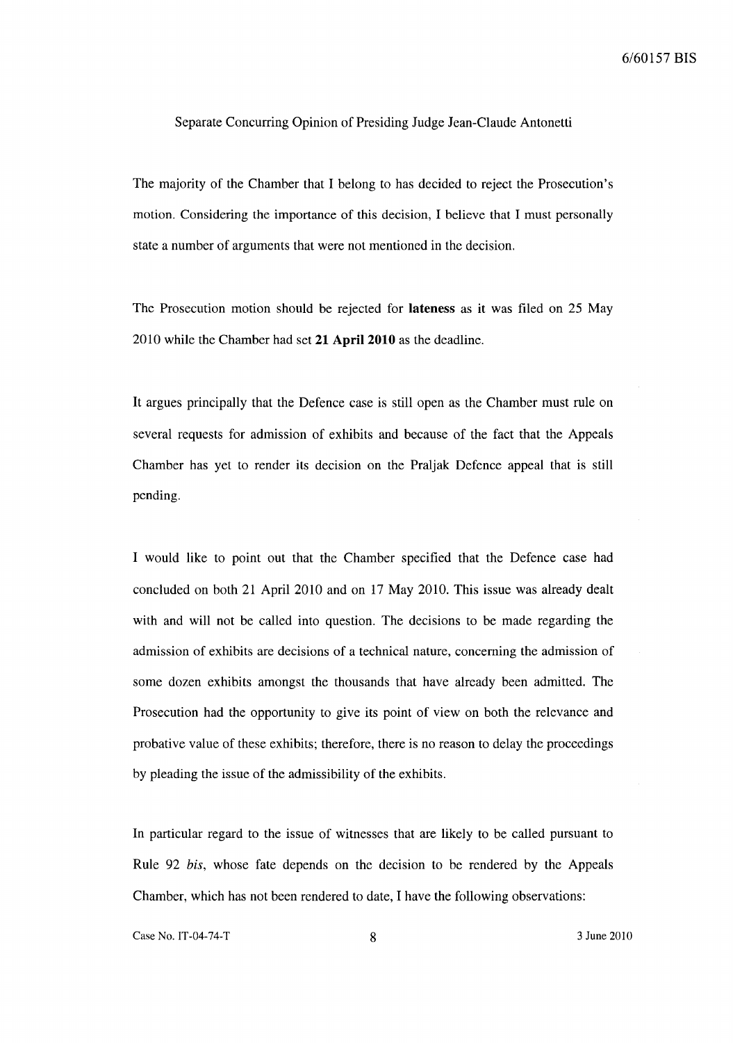Separate Concurring Opinion of Presiding Judge Jean-Claude Antonetti

The majority of the Chamber that I belong to has decided to reject the Prosecution's motion. Considering the importance of this decision, I believe that I must personally state a number of arguments that were not mentioned in the decision.

The Prosecution motion should be rejected for **lateness** as it was filed on 25 May 2010 while the Chamber had set **21 April 2010** as the deadline.

It argues principally that the Defence case is still open as the Chamber must rule on several requests for admission of exhibits and because of the fact that the Appeals Chamber has yet to render its decision on the Praljak Defence appeal that is still pending.

I would like to point out that the Chamber specified that the Defence case had concluded on both 21 April 2010 and on 17 May 2010. This issue was already dealt with and will not be called into question. The decisions to be made regarding the admission of exhibits are decisions of a technical nature, concerning the admission of some dozen exhibits amongst the thousands that have already been admitted. The Prosecution had the opportunity to give its point of view on both the relevance and probative value of these exhibits; therefore, there is no reason to delay the proceedings by pleading the issue of the admissibility of the exhibits.

In particular regard to the issue of witnesses that are likely to be called pursuant to Rule 92 *bis*, whose fate depends on the decision to be rendered by the Appeals Chamber, which has not been rendered to date, I have the following observations: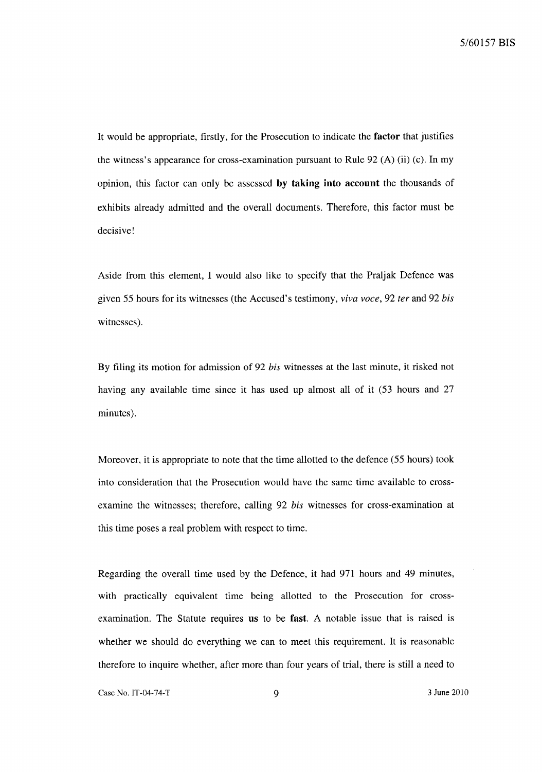It would be appropriate, firstly, for the Prosecution to indicate the **factor** that justifies the witness's appearance for cross-examination pursuant to Rule 92 (A) (ii) (c). In my opinion, this factor can only be assessed **by taking into account** the thousands of exhibits already admitted and the overall documents. Therefore, this factor must be decisive!

Aside from this element, I would also like to specify that the Praljak Defence was given 55 hours for its witnesses (the Accused's testimony, *viva voce*, 92 *ter* and 92 *bis* witnesses).

By filing its motion for admission of 92 *bis* witnesses at the last minute, it risked not having any available time since it has used up almost all of it (53 hours and 27 minutes).

Moreover, it is appropriate to note that the time allotted to the defence (55 hours) took into consideration that the Prosecution would have the same time available to cross-examine the witnesses; therefore, calling 92 *bis* witnesses for cross-examination at this time poses a real problem with respect to time.

Regarding the overall time used by the Defence, it had 971 hours and 49 minutes, with practically equivalent time being allotted to the Prosecution for cross-examination. The Statute requires **us** to be **fast**. A notable issue that is raised is whether we should do everything we can to meet this requirement. It is reasonable therefore to inquire whether, after more than four years of trial, there is still a need to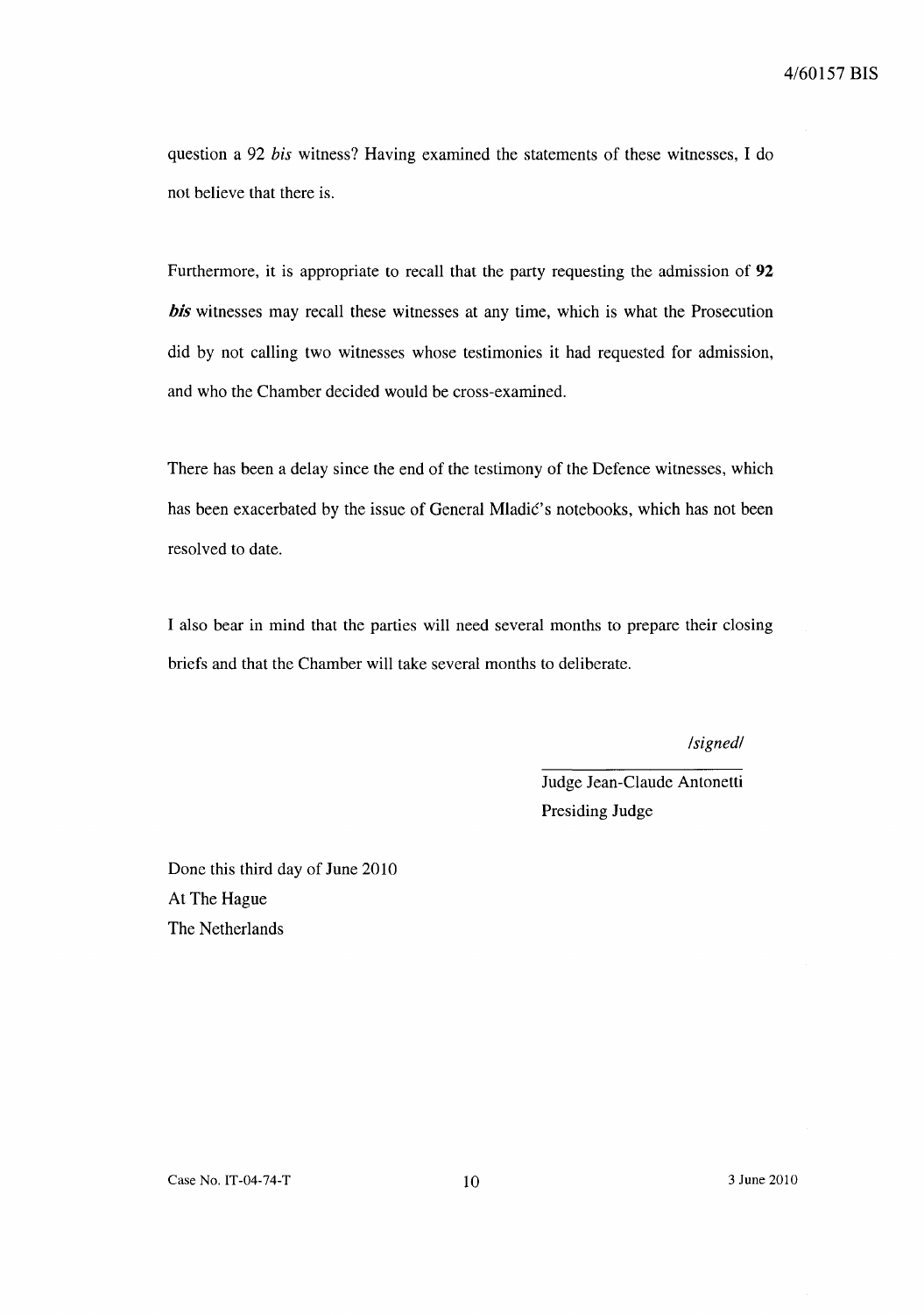question a 92 *bis* witness? Having examined the statements of these witnesses, I do not believe that there is.

Furthermore, it is appropriate to recall that the party requesting the admission of ***92 bis*** witnesses may recall these witnesses at any time, which is what the Prosecution did by not calling two witnesses whose testimonies it had requested for admission, and who the Chamber decided would be cross-examined.

There has been a delay since the end of the testimony of the Defence witnesses, which has been exacerbated by the issue of General Mladić's notebooks, which has not been resolved to date.

I also bear in mind that the parties will need several months to prepare their closing briefs and that the Chamber will take several months to deliberate.

*/signed/*

Judge Jean-Claude Antonetti
Presiding Judge

Done this third day of June 2010
At The Hague
The Netherlands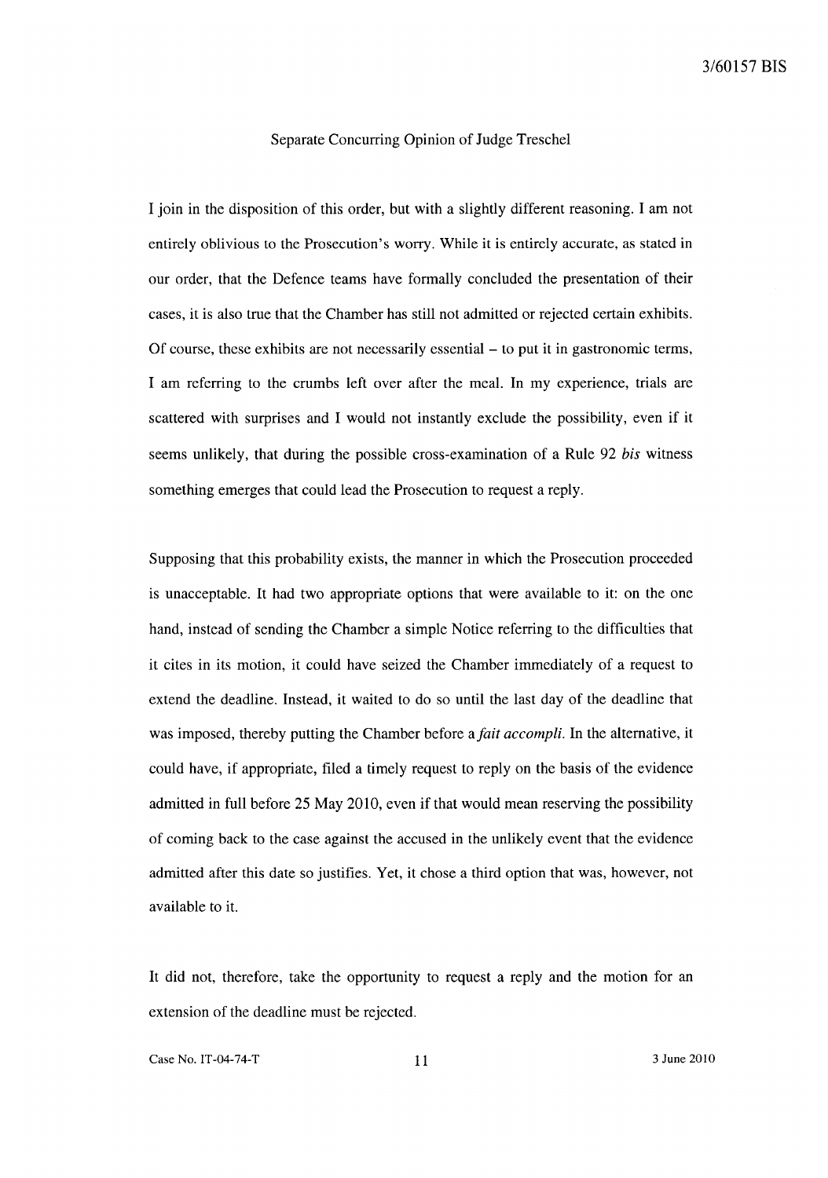Separate Concurring Opinion of Judge Treschel

I join in the disposition of this order, but with a slightly different reasoning. I am not entirely oblivious to the Prosecution's worry. While it is entirely accurate, as stated in our order, that the Defence teams have formally concluded the presentation of their cases, it is also true that the Chamber has still not admitted or rejected certain exhibits. Of course, these exhibits are not necessarily essential – to put it in gastronomic terms, I am referring to the crumbs left over after the meal. In my experience, trials are scattered with surprises and I would not instantly exclude the possibility, even if it seems unlikely, that during the possible cross-examination of a Rule 92 *bis* witness something emerges that could lead the Prosecution to request a reply.

Supposing that this probability exists, the manner in which the Prosecution proceeded is unacceptable. It had two appropriate options that were available to it: on the one hand, instead of sending the Chamber a simple Notice referring to the difficulties that it cites in its motion, it could have seized the Chamber immediately of a request to extend the deadline. Instead, it waited to do so until the last day of the deadline that was imposed, thereby putting the Chamber before a *fait accompli*. In the alternative, it could have, if appropriate, filed a timely request to reply on the basis of the evidence admitted in full before 25 May 2010, even if that would mean reserving the possibility of coming back to the case against the accused in the unlikely event that the evidence admitted after this date so justifies. Yet, it chose a third option that was, however, not available to it.

It did not, therefore, take the opportunity to request a reply and the motion for an extension of the deadline must be rejected.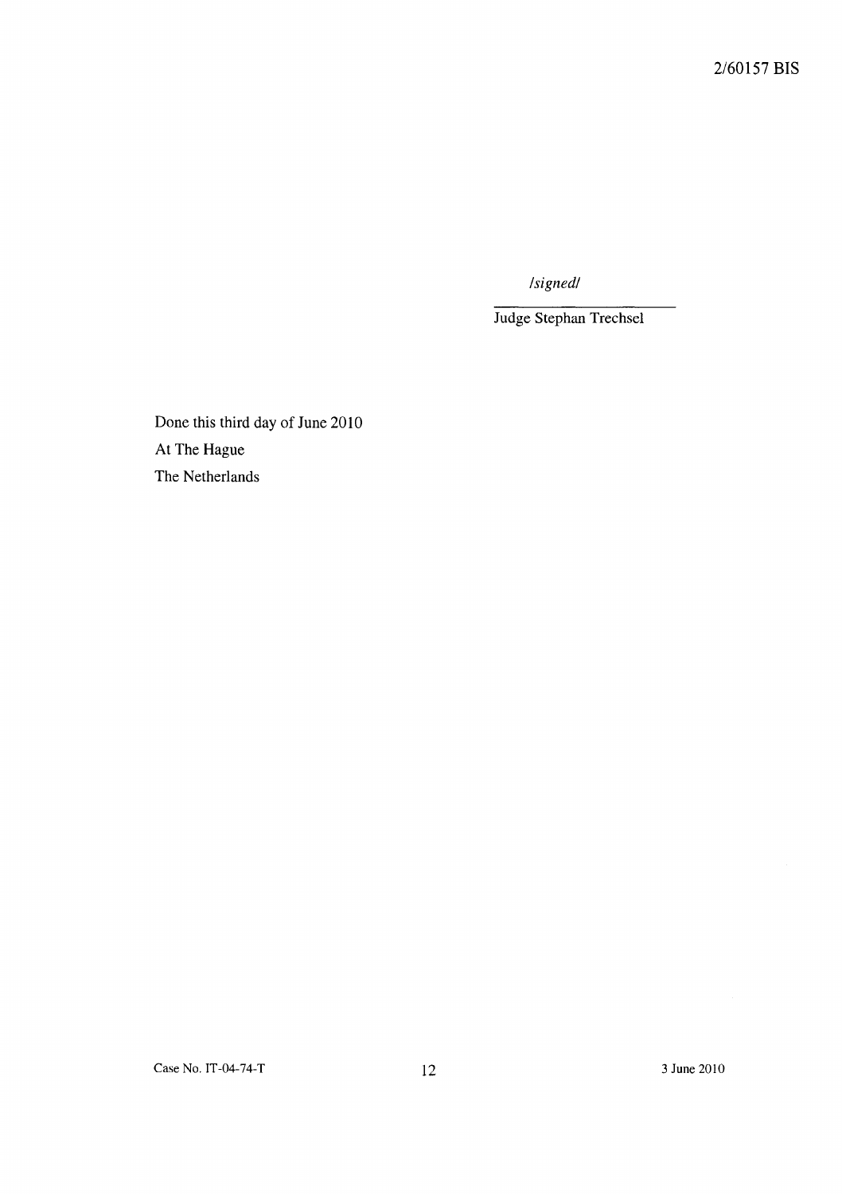/signed/

Judge Stephan Trechsel

Done this third day of June 2010

At The Hague

The Netherlands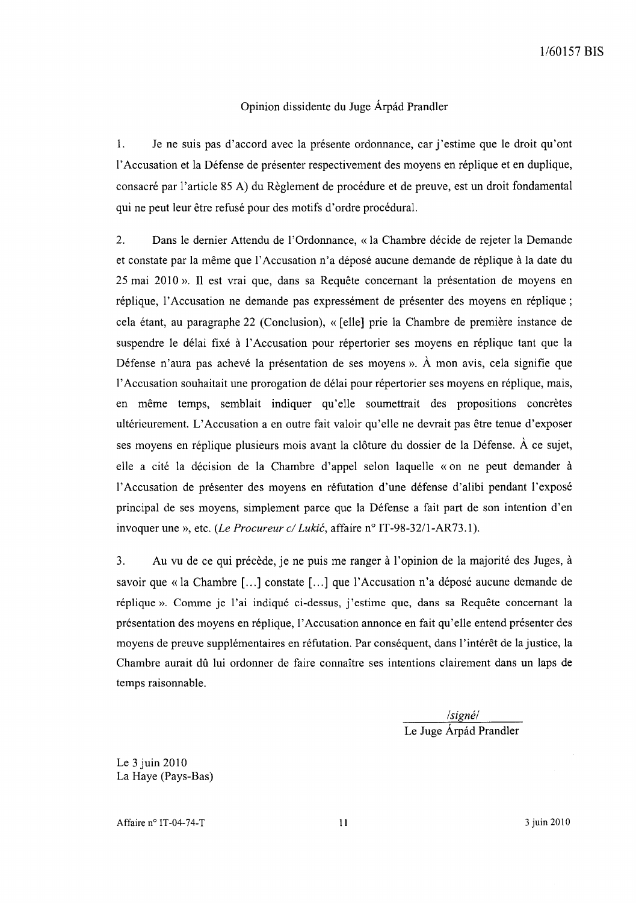Opinion dissidente du Juge Árpád Prandler

1. Je ne suis pas d'accord avec la présente ordonnance, car j'estime que le droit qu'ont l'Accusation et la Défense de présenter respectivement des moyens en réplique et en duplique, consacré par l'article 85 A) du Règlement de procédure et de preuve, est un droit fondamental qui ne peut leur être refusé pour des motifs d'ordre procédural.

2. Dans le dernier Attendu de l'Ordonnance, « la Chambre décide de rejeter la Demande et constate par la même que l'Accusation n'a déposé aucune demande de réplique à la date du 25 mai 2010 ». Il est vrai que, dans sa Requête concernant la présentation de moyens en réplique, l'Accusation ne demande pas expressément de présenter des moyens en réplique ; cela étant, au paragraphe 22 (Conclusion), « [elle] prie la Chambre de première instance de suspendre le délai fixé à l'Accusation pour répertorier ses moyens en réplique tant que la Défense n'aura pas achevé la présentation de ses moyens ». À mon avis, cela signifie que l'Accusation souhaitait une prorogation de délai pour répertorier ses moyens en réplique, mais, en même temps, semblait indiquer qu'elle soumettrait des propositions concrètes ultérieurement. L'Accusation a en outre fait valoir qu'elle ne devrait pas être tenue d'exposer ses moyens en réplique plusieurs mois avant la clôture du dossier de la Défense. À ce sujet, elle a cité la décision de la Chambre d'appel selon laquelle « on ne peut demander à l'Accusation de présenter des moyens en réfutation d'une défense d'alibi pendant l'exposé principal de ses moyens, simplement parce que la Défense a fait part de son intention d'en invoquer une », etc. (*Le Procureur c/ Lukić*, affaire n° IT-98-32/1-AR73.1).

3. Au vu de ce qui précède, je ne puis me ranger à l'opinion de la majorité des Juges, à savoir que « la Chambre [...] constate [...] que l'Accusation n'a déposé aucune demande de réplique ». Comme je l'ai indiqué ci-dessus, j'estime que, dans sa Requête concernant la présentation des moyens en réplique, l'Accusation annonce en fait qu'elle entend présenter des moyens de preuve supplémentaires en réfutation. Par conséquent, dans l'intérêt de la justice, la Chambre aurait dû lui ordonner de faire connaître ses intentions clairement dans un laps de temps raisonnable.

*/signé/*
Le Juge Árpád Prandler

Le 3 juin 2010
La Haye (Pays-Bas)